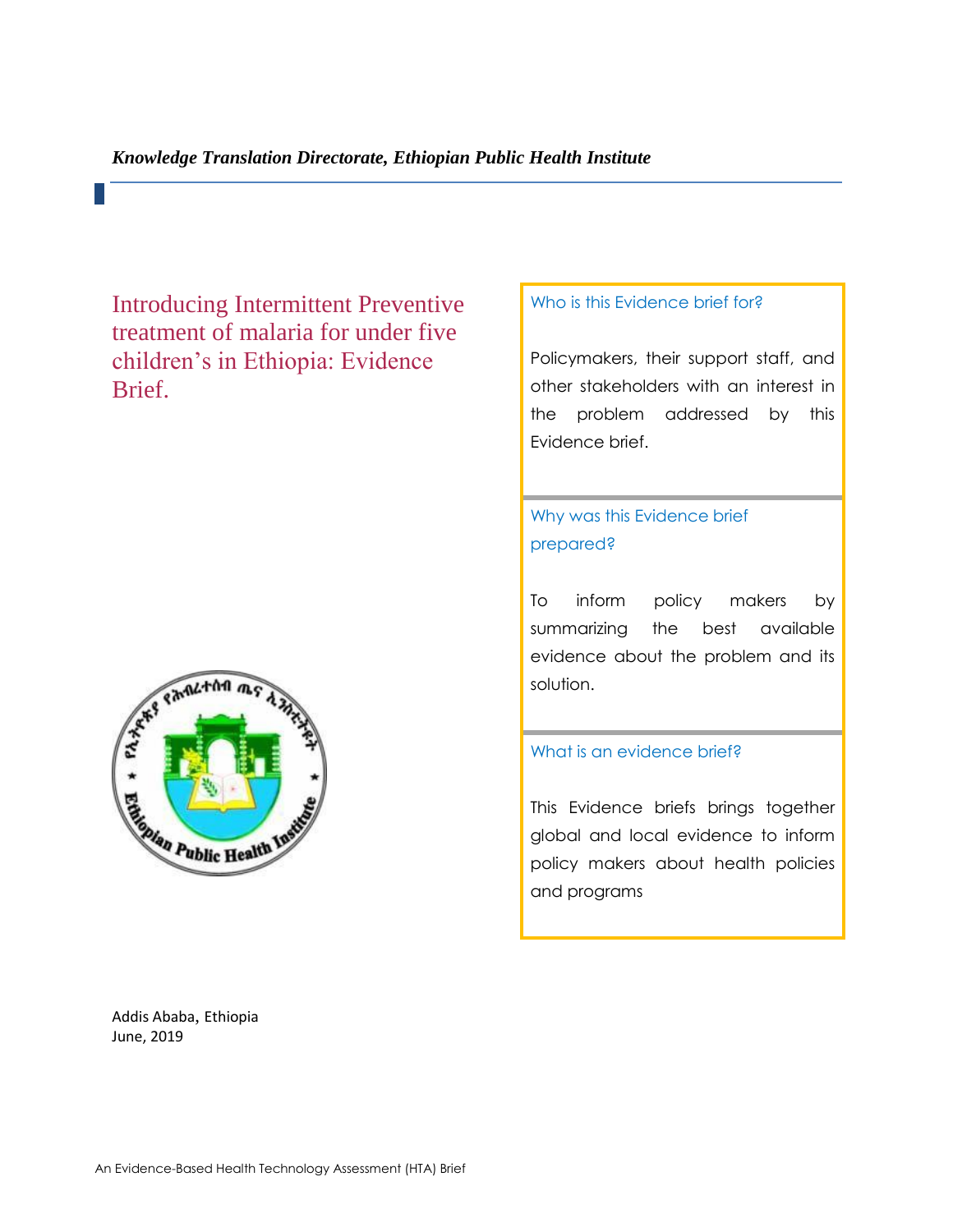*Knowledge Translation Directorate, Ethiopian Public Health Institute*

# Introducing Intermittent Preventive treatment of malaria for under five children's in Ethiopia: Evidence Brief.

**Who is this Evidence brief for?**

Policymakers, their support staff, and other stakeholders with an interest in the problem addressed by this Evidence brief.

**Why was this Evidence brief prepared?**

To inform policy makers by summarizing the best available evidence about the problem and its solution.

**What is an evidence brief?**

This Evidence briefs brings together global and local evidence to inform policy makers about health policies and programs

Addis Ababa, Ethiopia
June, 2019

An Evidence-Based Health Technology Assessment (HTA) Brief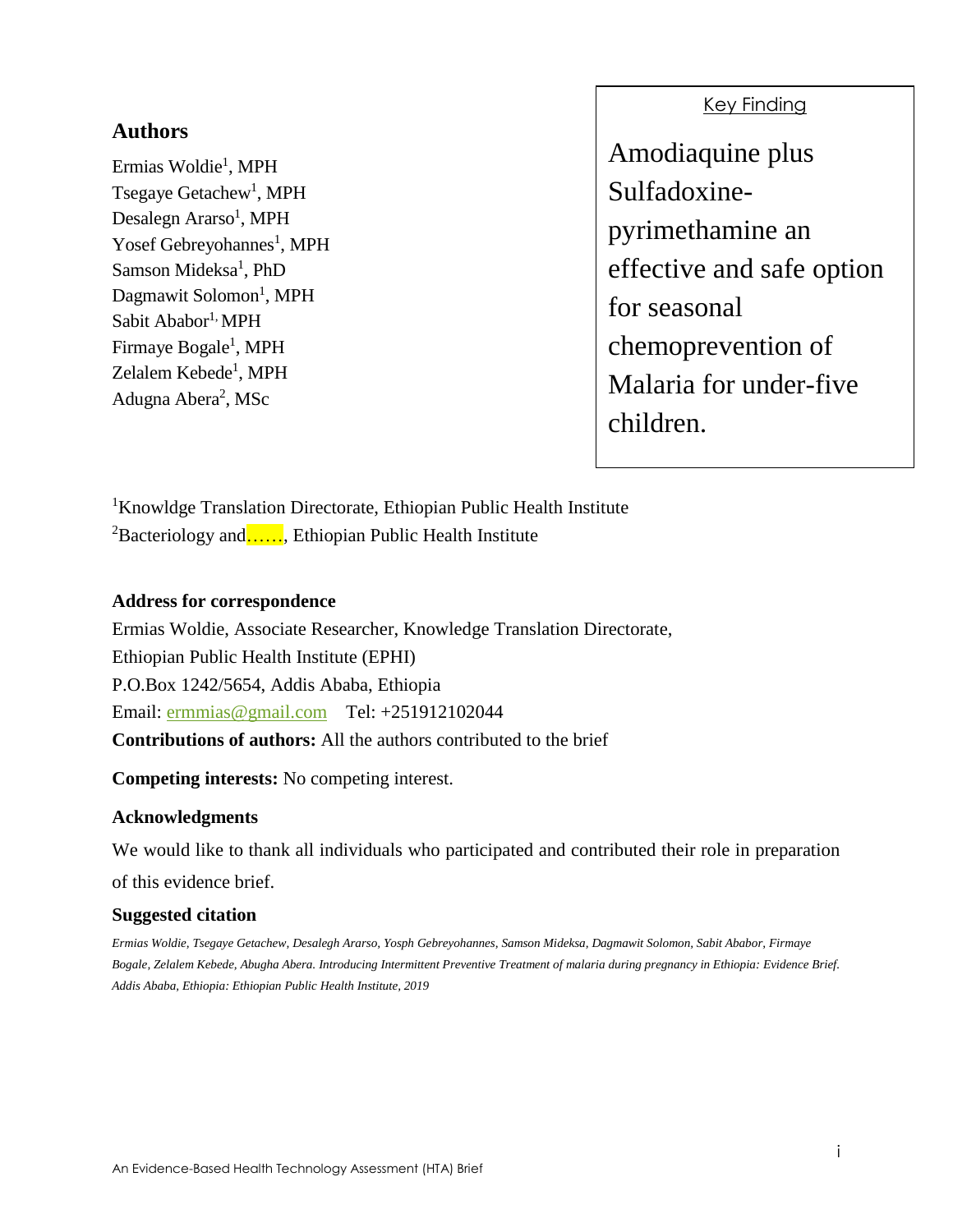## Authors

Ermias Woldie[1], MPH
Tsegaye Getachew[1], MPH
Desalegn Ararso[1], MPH
Yosef Gebreyohannes[1], MPH
Samson Mideksa[1], PhD
Dagmawit Solomon[1], MPH
Sabit Ababor[1,] MPH
Firmaye Bogale[1], MPH
Zelalem Kebede[1], MPH
Adugna Abera[2], MSc

<u>Key Finding</u>

Amodiaquine plus Sulfadoxine-pyrimethamine an effective and safe option for seasonal chemoprevention of Malaria for under-five children.

[1]Knowldge Translation Directorate, Ethiopian Public Health Institute
[2]Bacteriology and……, Ethiopian Public Health Institute

**Address for correspondence**

Ermias Woldie, Associate Researcher, Knowledge Translation Directorate,
Ethiopian Public Health Institute (EPHI)
P.O.Box 1242/5654, Addis Ababa, Ethiopia
Email: ermmias@gmail.com Tel: +251912102044

**Contributions of authors:** All the authors contributed to the brief

**Competing interests:** No competing interest.

**Acknowledgments**

We would like to thank all individuals who participated and contributed their role in preparation of this evidence brief.

**Suggested citation**

*Ermias Woldie, Tsegaye Getachew, Desalegh Ararso, Yosph Gebreyohannes, Samson Mideksa, Dagmawit Solomon, Sabit Ababor, Firmaye Bogale, Zelalem Kebede, Abugha Abera. Introducing Intermittent Preventive Treatment of malaria during pregnancy in Ethiopia: Evidence Brief. Addis Ababa, Ethiopia: Ethiopian Public Health Institute, 2019*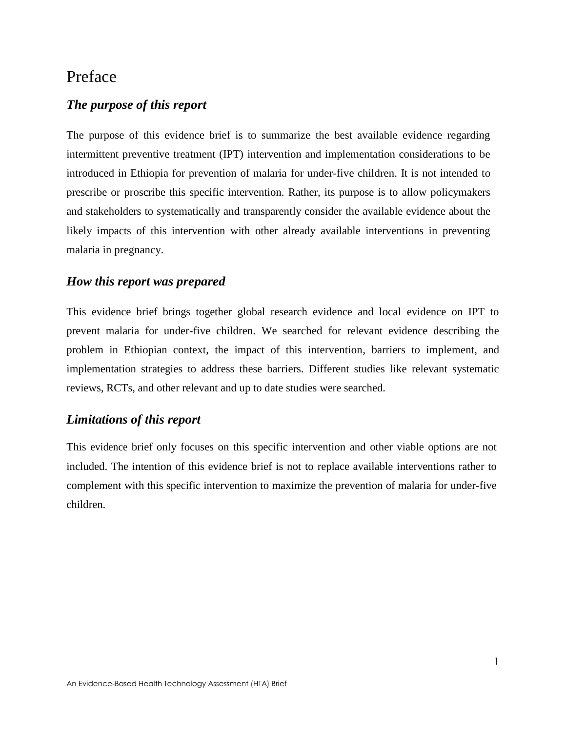# Preface

## *The purpose of this report*

The purpose of this evidence brief is to summarize the best available evidence regarding intermittent preventive treatment (IPT) intervention and implementation considerations to be introduced in Ethiopia for prevention of malaria for under-five children. It is not intended to prescribe or proscribe this specific intervention. Rather, its purpose is to allow policymakers and stakeholders to systematically and transparently consider the available evidence about the likely impacts of this intervention with other already available interventions in preventing malaria in pregnancy.

## *How this report was prepared*

This evidence brief brings together global research evidence and local evidence on IPT to prevent malaria for under-five children. We searched for relevant evidence describing the problem in Ethiopian context, the impact of this intervention, barriers to implement, and implementation strategies to address these barriers. Different studies like relevant systematic reviews, RCTs, and other relevant and up to date studies were searched.

## *Limitations of this report*

This evidence brief only focuses on this specific intervention and other viable options are not included. The intention of this evidence brief is not to replace available interventions rather to complement with this specific intervention to maximize the prevention of malaria for under-five children.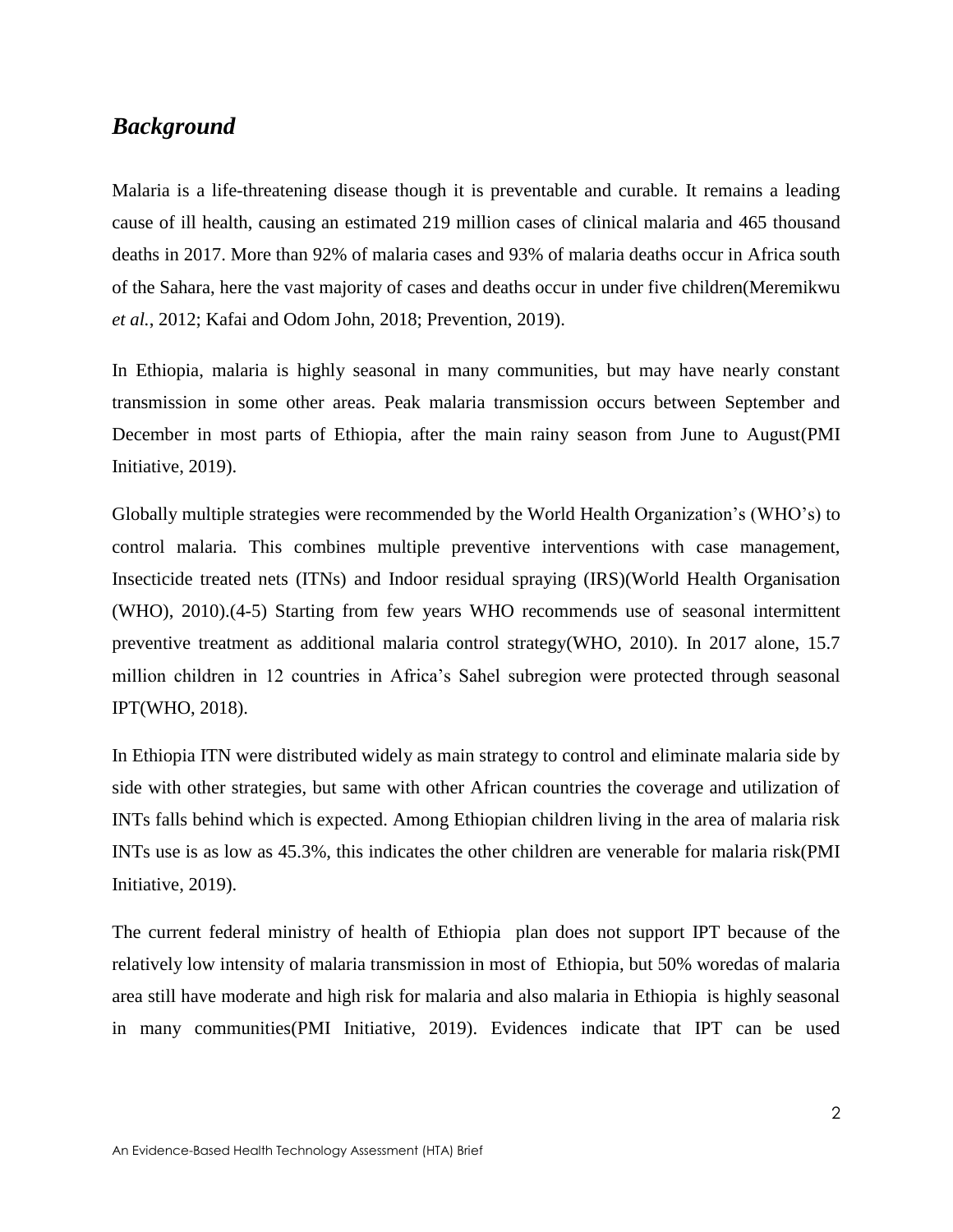## *Background*

Malaria is a life-threatening disease though it is preventable and curable. It remains a leading cause of ill health, causing an estimated 219 million cases of clinical malaria and 465 thousand deaths in 2017. More than 92% of malaria cases and 93% of malaria deaths occur in Africa south of the Sahara, here the vast majority of cases and deaths occur in under five children(Meremikwu *et al.*, 2012; Kafai and Odom John, 2018; Prevention, 2019).

In Ethiopia, malaria is highly seasonal in many communities, but may have nearly constant transmission in some other areas. Peak malaria transmission occurs between September and December in most parts of Ethiopia, after the main rainy season from June to August(PMI Initiative, 2019).

Globally multiple strategies were recommended by the World Health Organization's (WHO's) to control malaria. This combines multiple preventive interventions with case management, Insecticide treated nets (ITNs) and Indoor residual spraying (IRS)(World Health Organisation (WHO), 2010).(4-5) Starting from few years WHO recommends use of seasonal intermittent preventive treatment as additional malaria control strategy(WHO, 2010). In 2017 alone, 15.7 million children in 12 countries in Africa's Sahel subregion were protected through seasonal IPT(WHO, 2018).

In Ethiopia ITN were distributed widely as main strategy to control and eliminate malaria side by side with other strategies, but same with other African countries the coverage and utilization of INTs falls behind which is expected. Among Ethiopian children living in the area of malaria risk INTs use is as low as 45.3%, this indicates the other children are venerable for malaria risk(PMI Initiative, 2019).

The current federal ministry of health of Ethiopia plan does not support IPT because of the relatively low intensity of malaria transmission in most of Ethiopia, but 50% woredas of malaria area still have moderate and high risk for malaria and also malaria in Ethiopia is highly seasonal in many communities(PMI Initiative, 2019). Evidences indicate that IPT can be used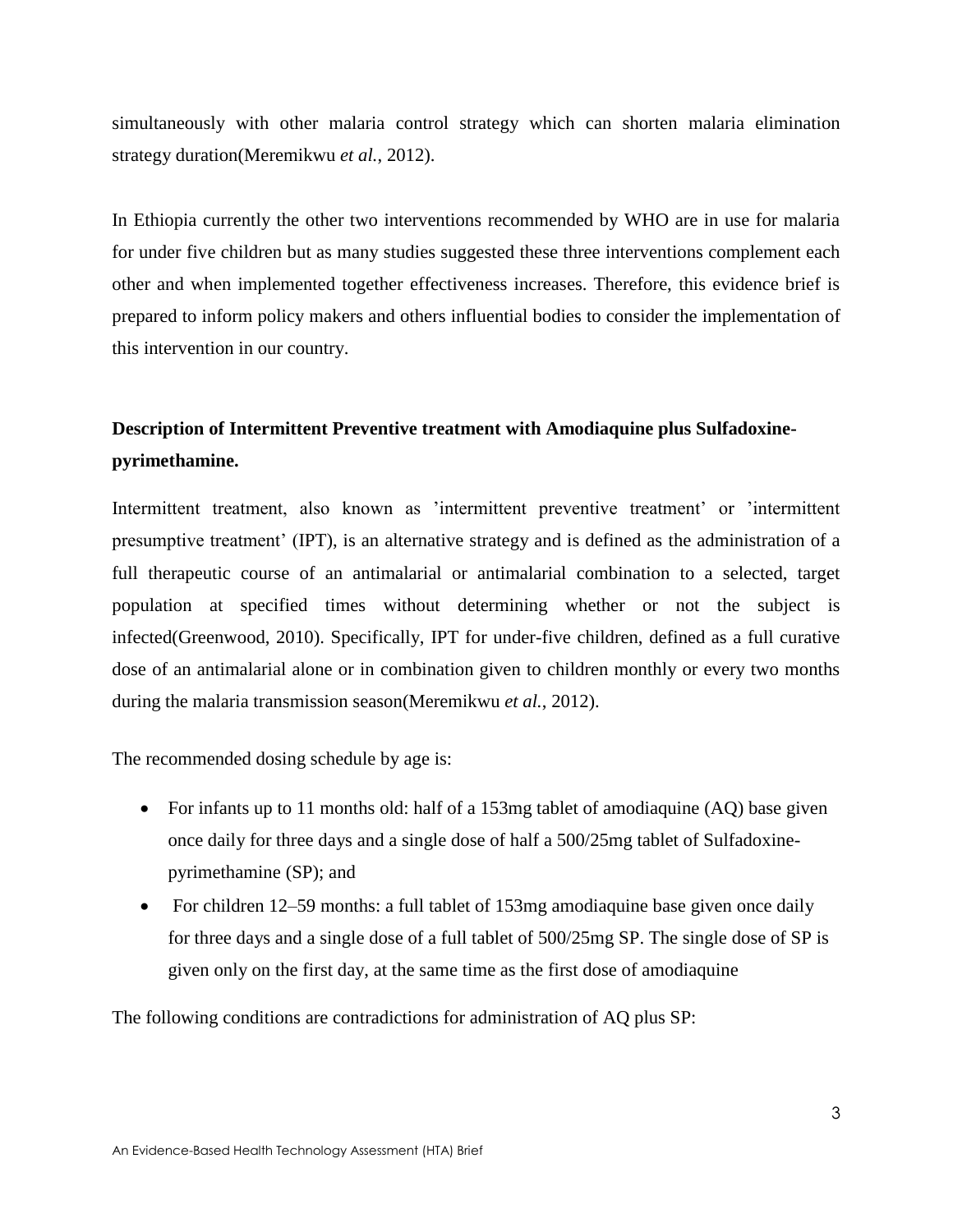simultaneously with other malaria control strategy which can shorten malaria elimination strategy duration(Meremikwu *et al.*, 2012).

In Ethiopia currently the other two interventions recommended by WHO are in use for malaria for under five children but as many studies suggested these three interventions complement each other and when implemented together effectiveness increases. Therefore, this evidence brief is prepared to inform policy makers and others influential bodies to consider the implementation of this intervention in our country.

## Description of Intermittent Preventive treatment with Amodiaquine plus Sulfadoxine-pyrimethamine.

Intermittent treatment, also known as 'intermittent preventive treatment' or 'intermittent presumptive treatment' (IPT), is an alternative strategy and is defined as the administration of a full therapeutic course of an antimalarial or antimalarial combination to a selected, target population at specified times without determining whether or not the subject is infected(Greenwood, 2010). Specifically, IPT for under-five children, defined as a full curative dose of an antimalarial alone or in combination given to children monthly or every two months during the malaria transmission season(Meremikwu *et al.*, 2012).

The recommended dosing schedule by age is:

- For infants up to 11 months old: half of a 153mg tablet of amodiaquine (AQ) base given once daily for three days and a single dose of half a 500/25mg tablet of Sulfadoxine-pyrimethamine (SP); and
- For children 12–59 months: a full tablet of 153mg amodiaquine base given once daily for three days and a single dose of a full tablet of 500/25mg SP. The single dose of SP is given only on the first day, at the same time as the first dose of amodiaquine

The following conditions are contradictions for administration of AQ plus SP: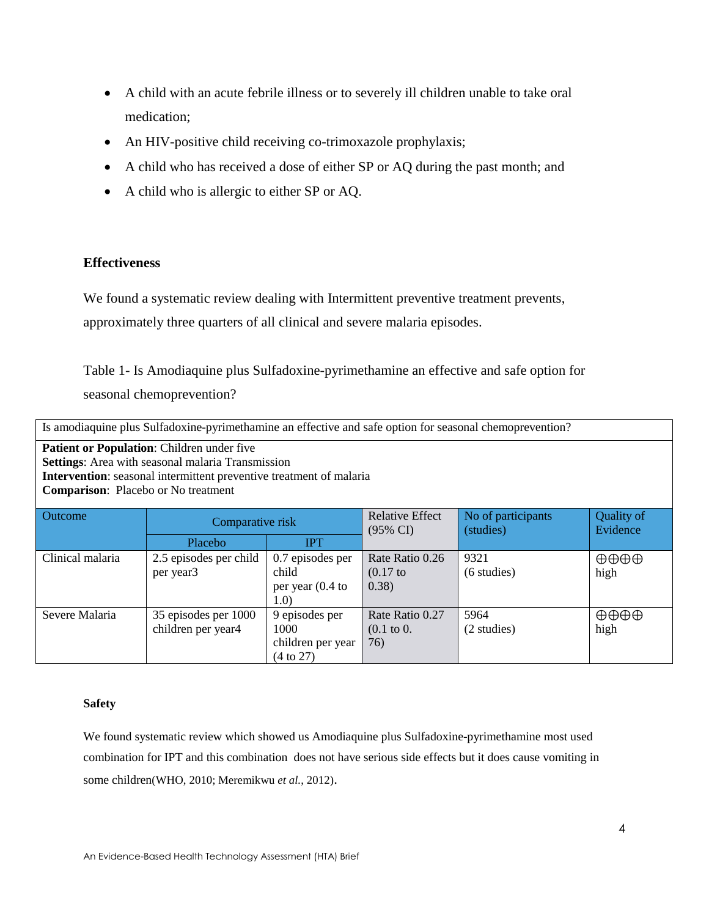- A child with an acute febrile illness or to severely ill children unable to take oral medication;
- An HIV-positive child receiving co-trimoxazole prophylaxis;
- A child who has received a dose of either SP or AQ during the past month; and
- A child who is allergic to either SP or AQ.

### Effectiveness

We found a systematic review dealing with Intermittent preventive treatment prevents, approximately three quarters of all clinical and severe malaria episodes.

Table 1- Is Amodiaquine plus Sulfadoxine-pyrimethamine an effective and safe option for seasonal chemoprevention?

Is amodiaquine plus Sulfadoxine-pyrimethamine an effective and safe option for seasonal chemoprevention?

**Patient or Population**: Children under five
**Settings**: Area with seasonal malaria Transmission
**Intervention**: seasonal intermittent preventive treatment of malaria
**Comparison**: Placebo or No treatment

| Outcome | Comparative risk | | Relative Effect (95% CI) | No of participants (studies) | Quality of Evidence |
|---|---|---|---|---|---|
| | Placebo | IPT | | | |
| Clinical malaria | 2.5 episodes per child per year3 | 0.7 episodes per child per year (0.4 to 1.0) | Rate Ratio 0.26 (0.17 to 0.38) | 9321 (6 studies) | ⊕⊕⊕⊕ high |
| Severe Malaria | 35 episodes per 1000 children per year4 | 9 episodes per 1000 children per year (4 to 27) | Rate Ratio 0.27 (0.1 to 0. 76) | 5964 (2 studies) | ⊕⊕⊕⊕ high |

#### Safety

We found systematic review which showed us Amodiaquine plus Sulfadoxine-pyrimethamine most used combination for IPT and this combination does not have serious side effects but it does cause vomiting in some children(WHO, 2010; Meremikwu *et al.*, 2012).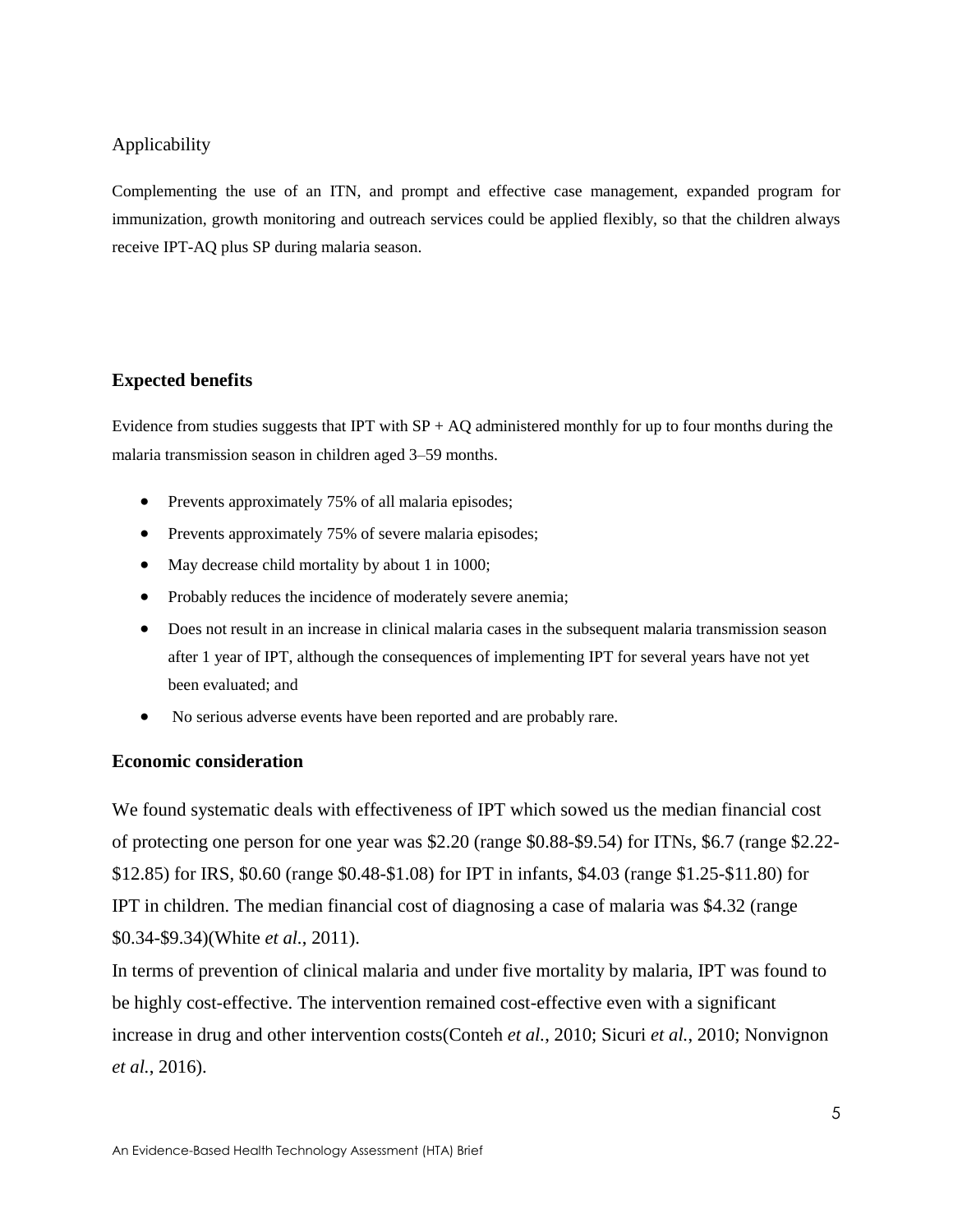## Applicability

Complementing the use of an ITN, and prompt and effective case management, expanded program for immunization, growth monitoring and outreach services could be applied flexibly, so that the children always receive IPT-AQ plus SP during malaria season.

## Expected benefits

Evidence from studies suggests that IPT with SP + AQ administered monthly for up to four months during the malaria transmission season in children aged 3–59 months.

- Prevents approximately 75% of all malaria episodes;
- Prevents approximately 75% of severe malaria episodes;
- May decrease child mortality by about 1 in 1000;
- Probably reduces the incidence of moderately severe anemia;
- Does not result in an increase in clinical malaria cases in the subsequent malaria transmission season after 1 year of IPT, although the consequences of implementing IPT for several years have not yet been evaluated; and
- No serious adverse events have been reported and are probably rare.

## Economic consideration

We found systematic deals with effectiveness of IPT which sowed us the median financial cost of protecting one person for one year was $2.20 (range $0.88-$9.54) for ITNs, $6.7 (range $2.22-$12.85) for IRS, $0.60 (range $0.48-$1.08) for IPT in infants, $4.03 (range $1.25-$11.80) for IPT in children. The median financial cost of diagnosing a case of malaria was $4.32 (range $0.34-$9.34)(White *et al.*, 2011).

In terms of prevention of clinical malaria and under five mortality by malaria, IPT was found to be highly cost-effective. The intervention remained cost-effective even with a significant increase in drug and other intervention costs(Conteh *et al.*, 2010; Sicuri *et al.*, 2010; Nonvignon *et al.*, 2016).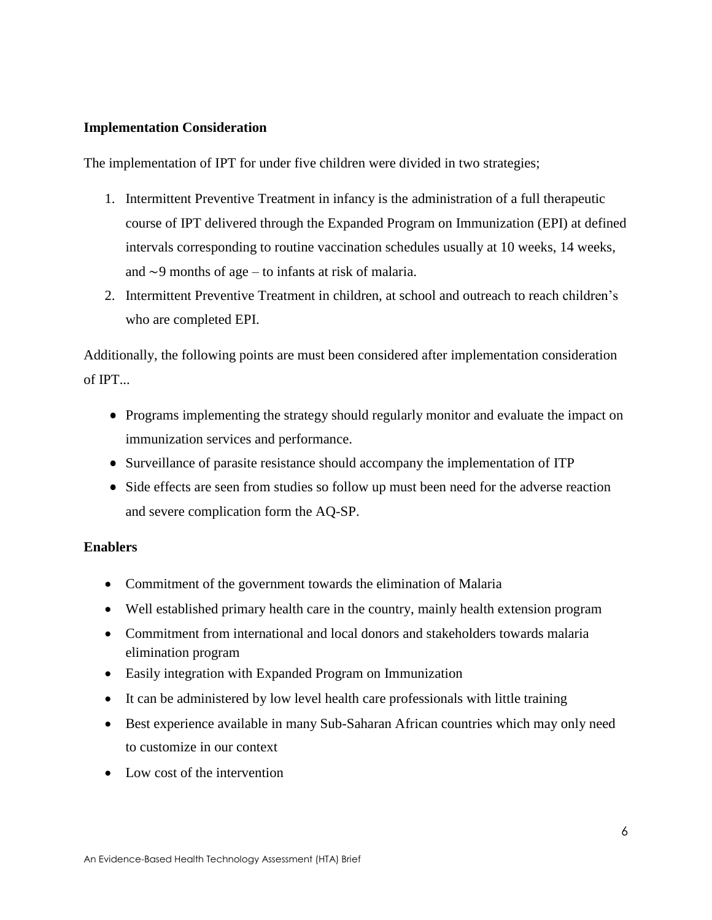**Implementation Consideration**

The implementation of IPT for under five children were divided in two strategies;

1. Intermittent Preventive Treatment in infancy is the administration of a full therapeutic course of IPT delivered through the Expanded Program on Immunization (EPI) at defined intervals corresponding to routine vaccination schedules usually at 10 weeks, 14 weeks, and ~9 months of age – to infants at risk of malaria.
2. Intermittent Preventive Treatment in children, at school and outreach to reach children's who are completed EPI.

Additionally, the following points are must been considered after implementation consideration of IPT...

- Programs implementing the strategy should regularly monitor and evaluate the impact on immunization services and performance.
- Surveillance of parasite resistance should accompany the implementation of ITP
- Side effects are seen from studies so follow up must been need for the adverse reaction and severe complication form the AQ-SP.

**Enablers**

- Commitment of the government towards the elimination of Malaria
- Well established primary health care in the country, mainly health extension program
- Commitment from international and local donors and stakeholders towards malaria elimination program
- Easily integration with Expanded Program on Immunization
- It can be administered by low level health care professionals with little training
- Best experience available in many Sub-Saharan African countries which may only need to customize in our context
- Low cost of the intervention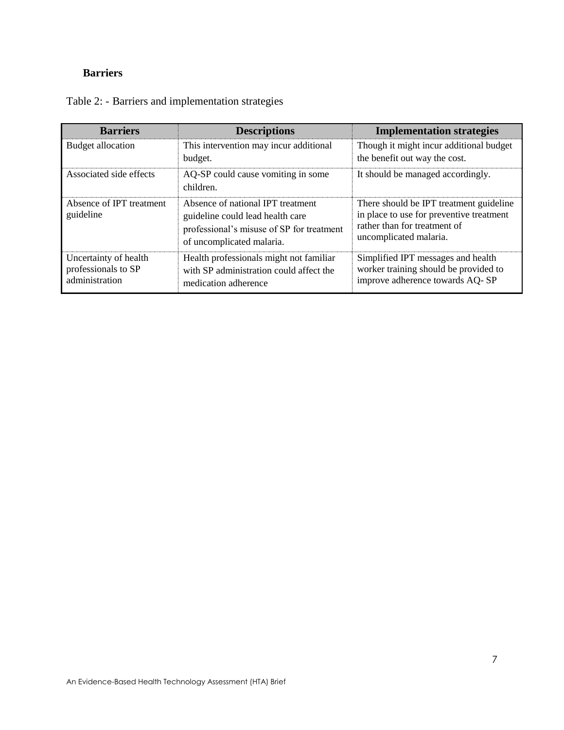### Barriers

Table 2: - Barriers and implementation strategies

| Barriers | Descriptions | Implementation strategies |
|---|---|---|
| Budget allocation | This intervention may incur additional budget. | Though it might incur additional budget the benefit out way the cost. |
| Associated side effects | AQ-SP could cause vomiting in some children. | It should be managed accordingly. |
| Absence of IPT treatment guideline | Absence of national IPT treatment guideline could lead health care professional's misuse of SP for treatment of uncomplicated malaria. | There should be IPT treatment guideline in place to use for preventive treatment rather than for treatment of uncomplicated malaria. |
| Uncertainty of health professionals to SP administration | Health professionals might not familiar with SP administration could affect the medication adherence | Simplified IPT messages and health worker training should be provided to improve adherence towards AQ- SP |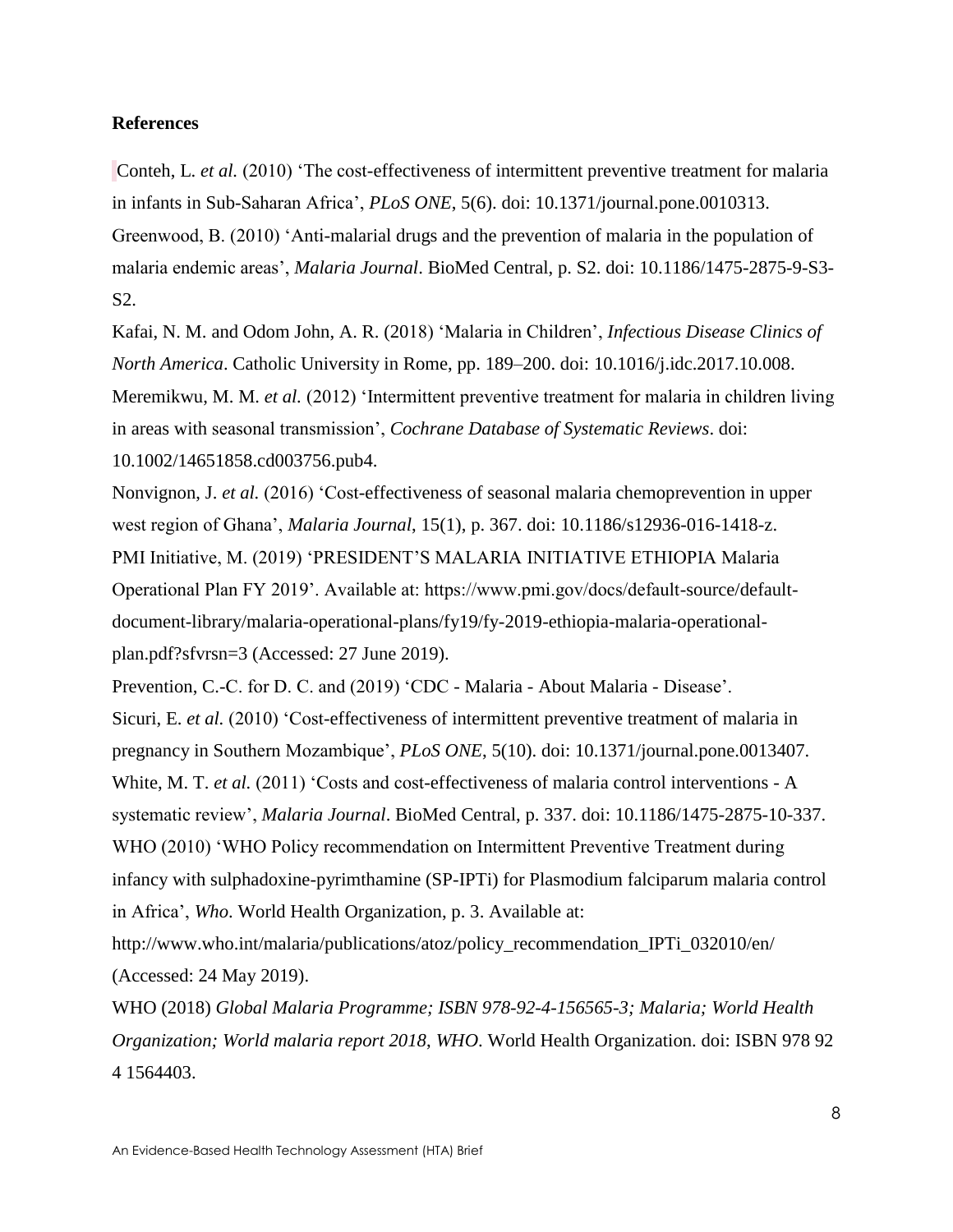## References

Conteh, L. *et al.* (2010) 'The cost-effectiveness of intermittent preventive treatment for malaria in infants in Sub-Saharan Africa', *PLoS ONE*, 5(6). doi: 10.1371/journal.pone.0010313.

Greenwood, B. (2010) 'Anti-malarial drugs and the prevention of malaria in the population of malaria endemic areas', *Malaria Journal*. BioMed Central, p. S2. doi: 10.1186/1475-2875-9-S3-S2.

Kafai, N. M. and Odom John, A. R. (2018) 'Malaria in Children', *Infectious Disease Clinics of North America*. Catholic University in Rome, pp. 189–200. doi: 10.1016/j.idc.2017.10.008.

Meremikwu, M. M. *et al.* (2012) 'Intermittent preventive treatment for malaria in children living in areas with seasonal transmission', *Cochrane Database of Systematic Reviews*. doi: 10.1002/14651858.cd003756.pub4.

Nonvignon, J. *et al.* (2016) 'Cost-effectiveness of seasonal malaria chemoprevention in upper west region of Ghana', *Malaria Journal*, 15(1), p. 367. doi: 10.1186/s12936-016-1418-z.

PMI Initiative, M. (2019) 'PRESIDENT'S MALARIA INITIATIVE ETHIOPIA Malaria Operational Plan FY 2019'. Available at: https://www.pmi.gov/docs/default-source/default-document-library/malaria-operational-plans/fy19/fy-2019-ethiopia-malaria-operational-plan.pdf?sfvrsn=3 (Accessed: 27 June 2019).

Prevention, C.-C. for D. C. and (2019) 'CDC - Malaria - About Malaria - Disease'.

Sicuri, E. *et al.* (2010) 'Cost-effectiveness of intermittent preventive treatment of malaria in pregnancy in Southern Mozambique', *PLoS ONE*, 5(10). doi: 10.1371/journal.pone.0013407.

White, M. T. *et al.* (2011) 'Costs and cost-effectiveness of malaria control interventions - A systematic review', *Malaria Journal*. BioMed Central, p. 337. doi: 10.1186/1475-2875-10-337.

WHO (2010) 'WHO Policy recommendation on Intermittent Preventive Treatment during infancy with sulphadoxine-pyrimthamine (SP-IPTi) for Plasmodium falciparum malaria control in Africa', *Who*. World Health Organization, p. 3. Available at: http://www.who.int/malaria/publications/atoz/policy_recommendation_IPTi_032010/en/ (Accessed: 24 May 2019).

WHO (2018) *Global Malaria Programme; ISBN 978-92-4-156565-3; Malaria; World Health Organization; World malaria report 2018*, *WHO*. World Health Organization. doi: ISBN 978 92 4 1564403.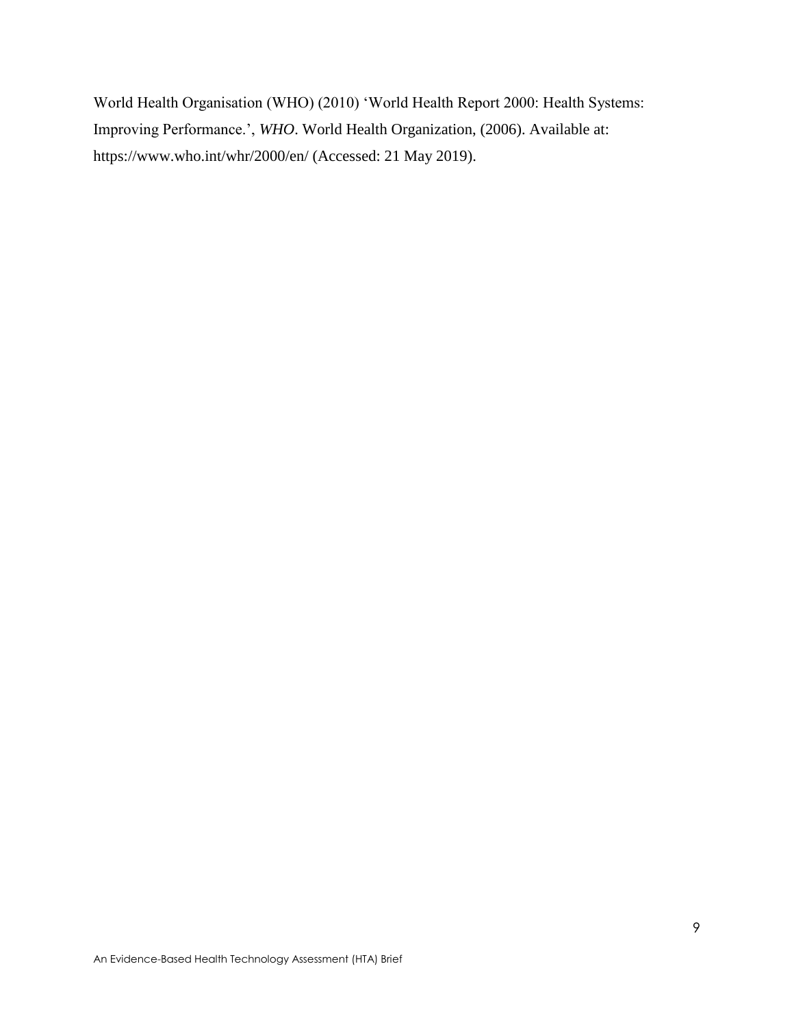World Health Organisation (WHO) (2010) 'World Health Report 2000: Health Systems: Improving Performance.', *WHO*. World Health Organization, (2006). Available at: https://www.who.int/whr/2000/en/ (Accessed: 21 May 2019).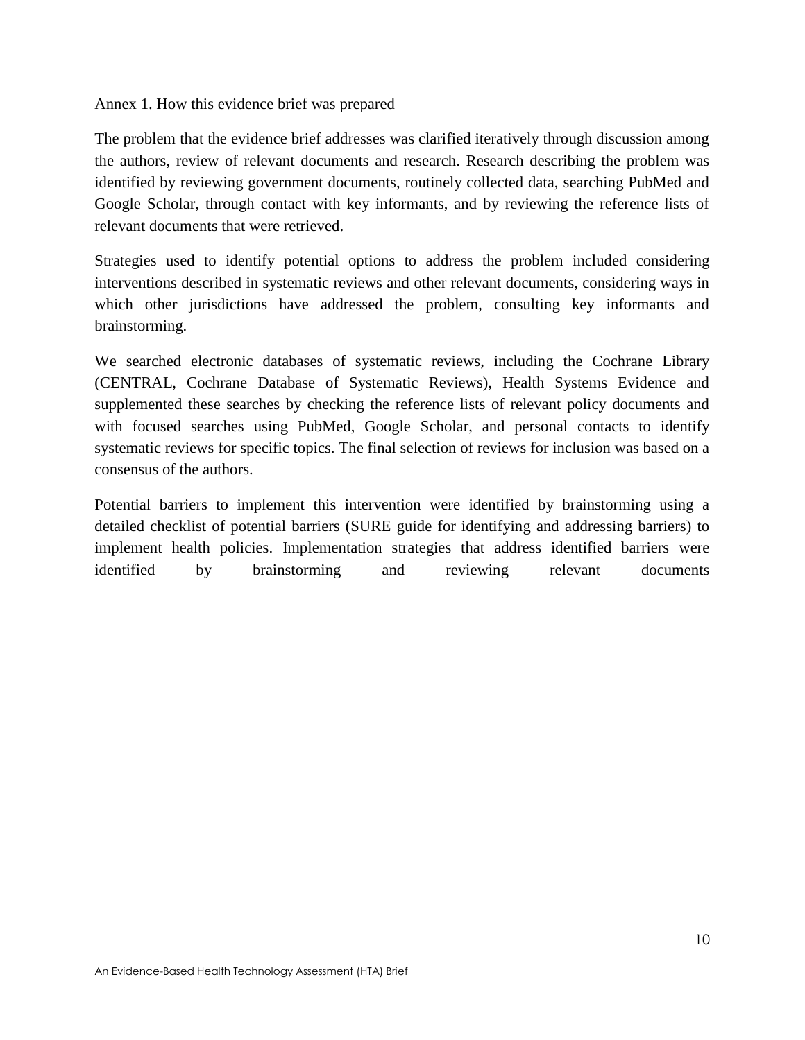## Annex 1. How this evidence brief was prepared

The problem that the evidence brief addresses was clarified iteratively through discussion among the authors, review of relevant documents and research. Research describing the problem was identified by reviewing government documents, routinely collected data, searching PubMed and Google Scholar, through contact with key informants, and by reviewing the reference lists of relevant documents that were retrieved.

Strategies used to identify potential options to address the problem included considering interventions described in systematic reviews and other relevant documents, considering ways in which other jurisdictions have addressed the problem, consulting key informants and brainstorming.

We searched electronic databases of systematic reviews, including the Cochrane Library (CENTRAL, Cochrane Database of Systematic Reviews), Health Systems Evidence and supplemented these searches by checking the reference lists of relevant policy documents and with focused searches using PubMed, Google Scholar, and personal contacts to identify systematic reviews for specific topics. The final selection of reviews for inclusion was based on a consensus of the authors.

Potential barriers to implement this intervention were identified by brainstorming using a detailed checklist of potential barriers (SURE guide for identifying and addressing barriers) to implement health policies. Implementation strategies that address identified barriers were identified by brainstorming and reviewing relevant documents